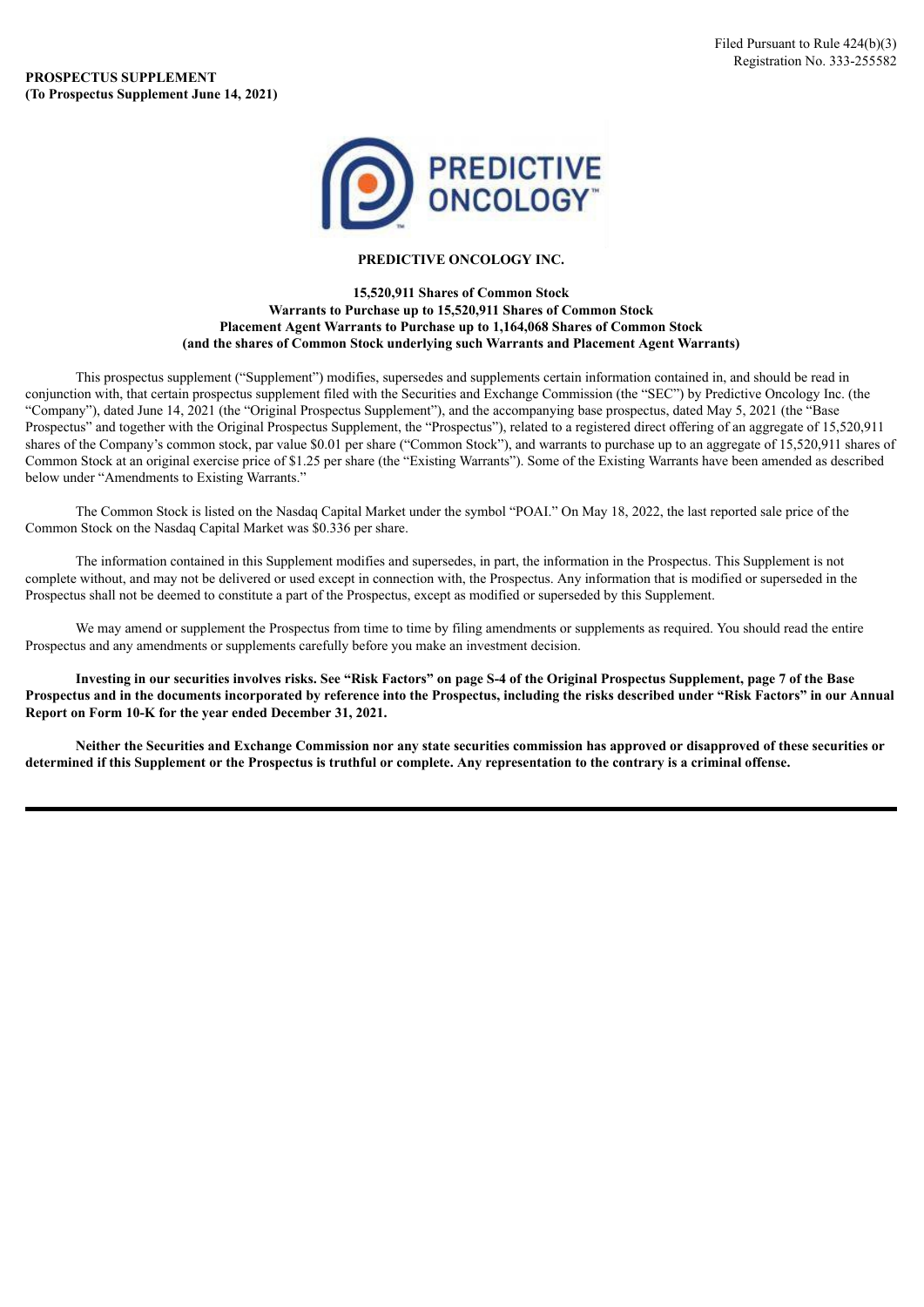Filed Pursuant to Rule 424(b)(3)
Registration No. 333-255582

**PROSPECTUS SUPPLEMENT**
**(To Prospectus Supplement June 14, 2021)**

PREDICTIVE ONCOLOGY™

# PREDICTIVE ONCOLOGY INC.

**15,520,911 Shares of Common Stock**
**Warrants to Purchase up to 15,520,911 Shares of Common Stock**
**Placement Agent Warrants to Purchase up to 1,164,068 Shares of Common Stock**
**(and the shares of Common Stock underlying such Warrants and Placement Agent Warrants)**

This prospectus supplement ("Supplement") modifies, supersedes and supplements certain information contained in, and should be read in conjunction with, that certain prospectus supplement filed with the Securities and Exchange Commission (the "SEC") by Predictive Oncology Inc. (the "Company"), dated June 14, 2021 (the "Original Prospectus Supplement"), and the accompanying base prospectus, dated May 5, 2021 (the "Base Prospectus" and together with the Original Prospectus Supplement, the "Prospectus"), related to a registered direct offering of an aggregate of 15,520,911 shares of the Company's common stock, par value $0.01 per share ("Common Stock"), and warrants to purchase up to an aggregate of 15,520,911 shares of Common Stock at an original exercise price of $1.25 per share (the "Existing Warrants"). Some of the Existing Warrants have been amended as described below under "Amendments to Existing Warrants."

The Common Stock is listed on the Nasdaq Capital Market under the symbol "POAI." On May 18, 2022, the last reported sale price of the Common Stock on the Nasdaq Capital Market was $0.336 per share.

The information contained in this Supplement modifies and supersedes, in part, the information in the Prospectus. This Supplement is not complete without, and may not be delivered or used except in connection with, the Prospectus. Any information that is modified or superseded in the Prospectus shall not be deemed to constitute a part of the Prospectus, except as modified or superseded by this Supplement.

We may amend or supplement the Prospectus from time to time by filing amendments or supplements as required. You should read the entire Prospectus and any amendments or supplements carefully before you make an investment decision.

**Investing in our securities involves risks. See "Risk Factors" on page S-4 of the Original Prospectus Supplement, page 7 of the Base Prospectus and in the documents incorporated by reference into the Prospectus, including the risks described under "Risk Factors" in our Annual Report on Form 10-K for the year ended December 31, 2021.**

**Neither the Securities and Exchange Commission nor any state securities commission has approved or disapproved of these securities or determined if this Supplement or the Prospectus is truthful or complete. Any representation to the contrary is a criminal offense.**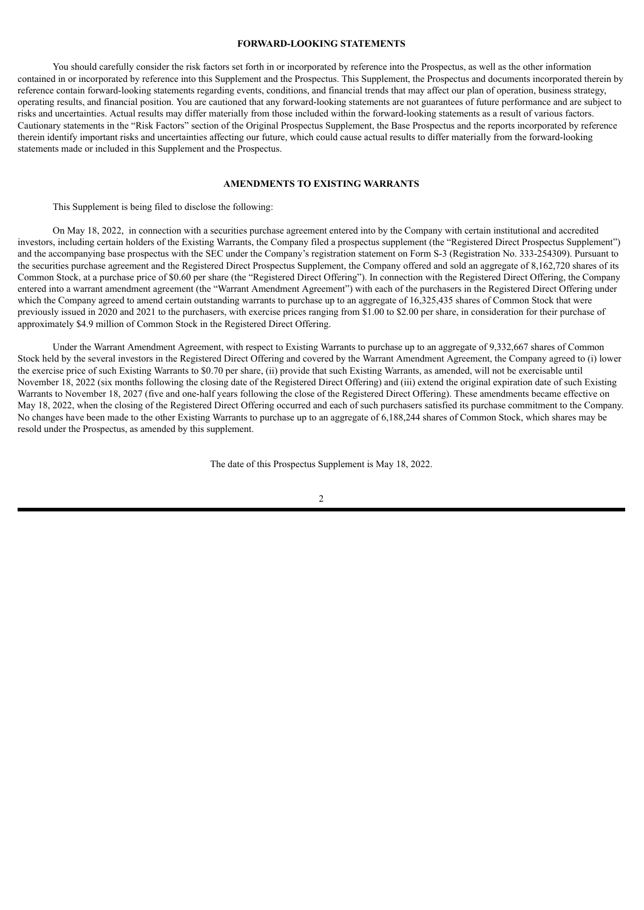## FORWARD-LOOKING STATEMENTS

You should carefully consider the risk factors set forth in or incorporated by reference into the Prospectus, as well as the other information contained in or incorporated by reference into this Supplement and the Prospectus. This Supplement, the Prospectus and documents incorporated therein by reference contain forward-looking statements regarding events, conditions, and financial trends that may affect our plan of operation, business strategy, operating results, and financial position. You are cautioned that any forward-looking statements are not guarantees of future performance and are subject to risks and uncertainties. Actual results may differ materially from those included within the forward-looking statements as a result of various factors. Cautionary statements in the "Risk Factors" section of the Original Prospectus Supplement, the Base Prospectus and the reports incorporated by reference therein identify important risks and uncertainties affecting our future, which could cause actual results to differ materially from the forward-looking statements made or included in this Supplement and the Prospectus.

## AMENDMENTS TO EXISTING WARRANTS

This Supplement is being filed to disclose the following:

On May 18, 2022, in connection with a securities purchase agreement entered into by the Company with certain institutional and accredited investors, including certain holders of the Existing Warrants, the Company filed a prospectus supplement (the "Registered Direct Prospectus Supplement") and the accompanying base prospectus with the SEC under the Company's registration statement on Form S-3 (Registration No. 333-254309). Pursuant to the securities purchase agreement and the Registered Direct Prospectus Supplement, the Company offered and sold an aggregate of 8,162,720 shares of its Common Stock, at a purchase price of $0.60 per share (the "Registered Direct Offering"). In connection with the Registered Direct Offering, the Company entered into a warrant amendment agreement (the "Warrant Amendment Agreement") with each of the purchasers in the Registered Direct Offering under which the Company agreed to amend certain outstanding warrants to purchase up to an aggregate of 16,325,435 shares of Common Stock that were previously issued in 2020 and 2021 to the purchasers, with exercise prices ranging from $1.00 to $2.00 per share, in consideration for their purchase of approximately $4.9 million of Common Stock in the Registered Direct Offering.

Under the Warrant Amendment Agreement, with respect to Existing Warrants to purchase up to an aggregate of 9,332,667 shares of Common Stock held by the several investors in the Registered Direct Offering and covered by the Warrant Amendment Agreement, the Company agreed to (i) lower the exercise price of such Existing Warrants to $0.70 per share, (ii) provide that such Existing Warrants, as amended, will not be exercisable until November 18, 2022 (six months following the closing date of the Registered Direct Offering) and (iii) extend the original expiration date of such Existing Warrants to November 18, 2027 (five and one-half years following the close of the Registered Direct Offering). These amendments became effective on May 18, 2022, when the closing of the Registered Direct Offering occurred and each of such purchasers satisfied its purchase commitment to the Company. No changes have been made to the other Existing Warrants to purchase up to an aggregate of 6,188,244 shares of Common Stock, which shares may be resold under the Prospectus, as amended by this supplement.

The date of this Prospectus Supplement is May 18, 2022.